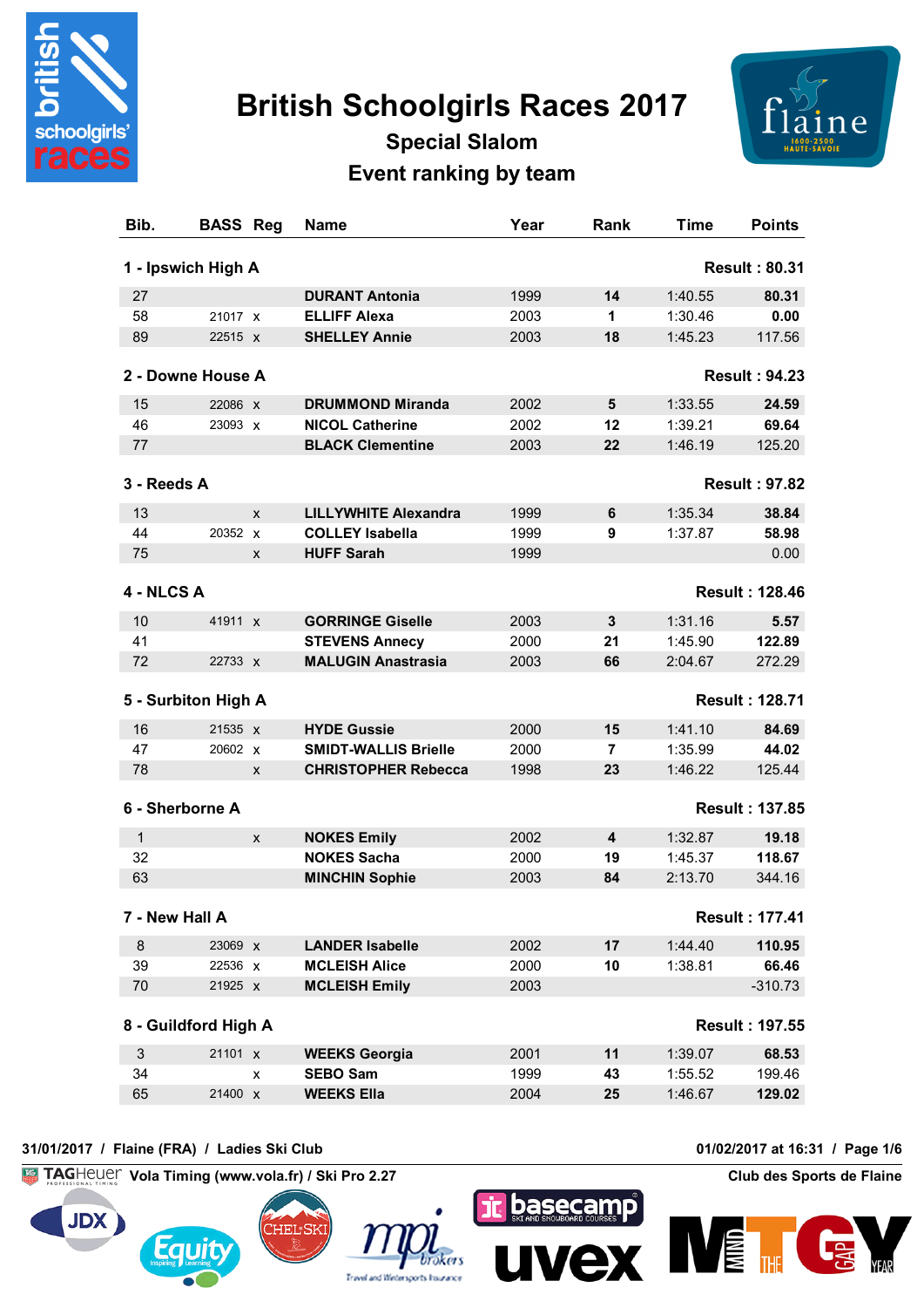# British Schoolgirls Races 2017

## Special Slalom

## Event ranking by team

| Bib. | BASS | Reg | Name | Year | Rank | Time | Points |
|---|---|---|---|---|---|---|---|
| **1 - Ipswich High A** | | | | | | | **Result : 80.31** |
| 27 | | | **DURANT Antonia** | 1999 | **14** | 1:40.55 | **80.31** |
| 58 | 21017 | x | **ELLIFF Alexa** | 2003 | **1** | 1:30.46 | **0.00** |
| 89 | 22515 | x | **SHELLEY Annie** | 2003 | **18** | 1:45.23 | 117.56 |
| **2 - Downe House A** | | | | | | | **Result : 94.23** |
| 15 | 22086 | x | **DRUMMOND Miranda** | 2002 | **5** | 1:33.55 | **24.59** |
| 46 | 23093 | x | **NICOL Catherine** | 2002 | **12** | 1:39.21 | **69.64** |
| 77 | | | **BLACK Clementine** | 2003 | **22** | 1:46.19 | 125.20 |
| **3 - Reeds A** | | | | | | | **Result : 97.82** |
| 13 | | x | **LILLYWHITE Alexandra** | 1999 | **6** | 1:35.34 | **38.84** |
| 44 | 20352 | x | **COLLEY Isabella** | 1999 | **9** | 1:37.87 | **58.98** |
| 75 | | x | **HUFF Sarah** | 1999 | | | 0.00 |
| **4 - NLCS A** | | | | | | | **Result : 128.46** |
| 10 | 41911 | x | **GORRINGE Giselle** | 2003 | **3** | 1:31.16 | **5.57** |
| 41 | | | **STEVENS Annecy** | 2000 | **21** | 1:45.90 | **122.89** |
| 72 | 22733 | x | **MALUGIN Anastrasia** | 2003 | **66** | 2:04.67 | 272.29 |
| **5 - Surbiton High A** | | | | | | | **Result : 128.71** |
| 16 | 21535 | x | **HYDE Gussie** | 2000 | **15** | 1:41.10 | **84.69** |
| 47 | 20602 | x | **SMIDT-WALLIS Brielle** | 2000 | **7** | 1:35.99 | **44.02** |
| 78 | | x | **CHRISTOPHER Rebecca** | 1998 | **23** | 1:46.22 | 125.44 |
| **6 - Sherborne A** | | | | | | | **Result : 137.85** |
| 1 | | x | **NOKES Emily** | 2002 | **4** | 1:32.87 | **19.18** |
| 32 | | | **NOKES Sacha** | 2000 | **19** | 1:45.37 | **118.67** |
| 63 | | | **MINCHIN Sophie** | 2003 | **84** | 2:13.70 | 344.16 |
| **7 - New Hall A** | | | | | | | **Result : 177.41** |
| 8 | 23069 | x | **LANDER Isabelle** | 2002 | **17** | 1:44.40 | **110.95** |
| 39 | 22536 | x | **MCLEISH Alice** | 2000 | **10** | 1:38.81 | **66.46** |
| 70 | 21925 | x | **MCLEISH Emily** | 2003 | | | -310.73 |
| **8 - Guildford High A** | | | | | | | **Result : 197.55** |
| 3 | 21101 | x | **WEEKS Georgia** | 2001 | **11** | 1:39.07 | **68.53** |
| 34 | | x | **SEBO Sam** | 1999 | **43** | 1:55.52 | 199.46 |
| 65 | 21400 | x | **WEEKS Ella** | 2004 | **25** | 1:46.67 | **129.02** |

31/01/2017 / Flaine (FRA) / Ladies Ski Club — 01/02/2017 at 16:31

Vola Timing (www.vola.fr) / Ski Pro 2.27 — Club des Sports de Flaine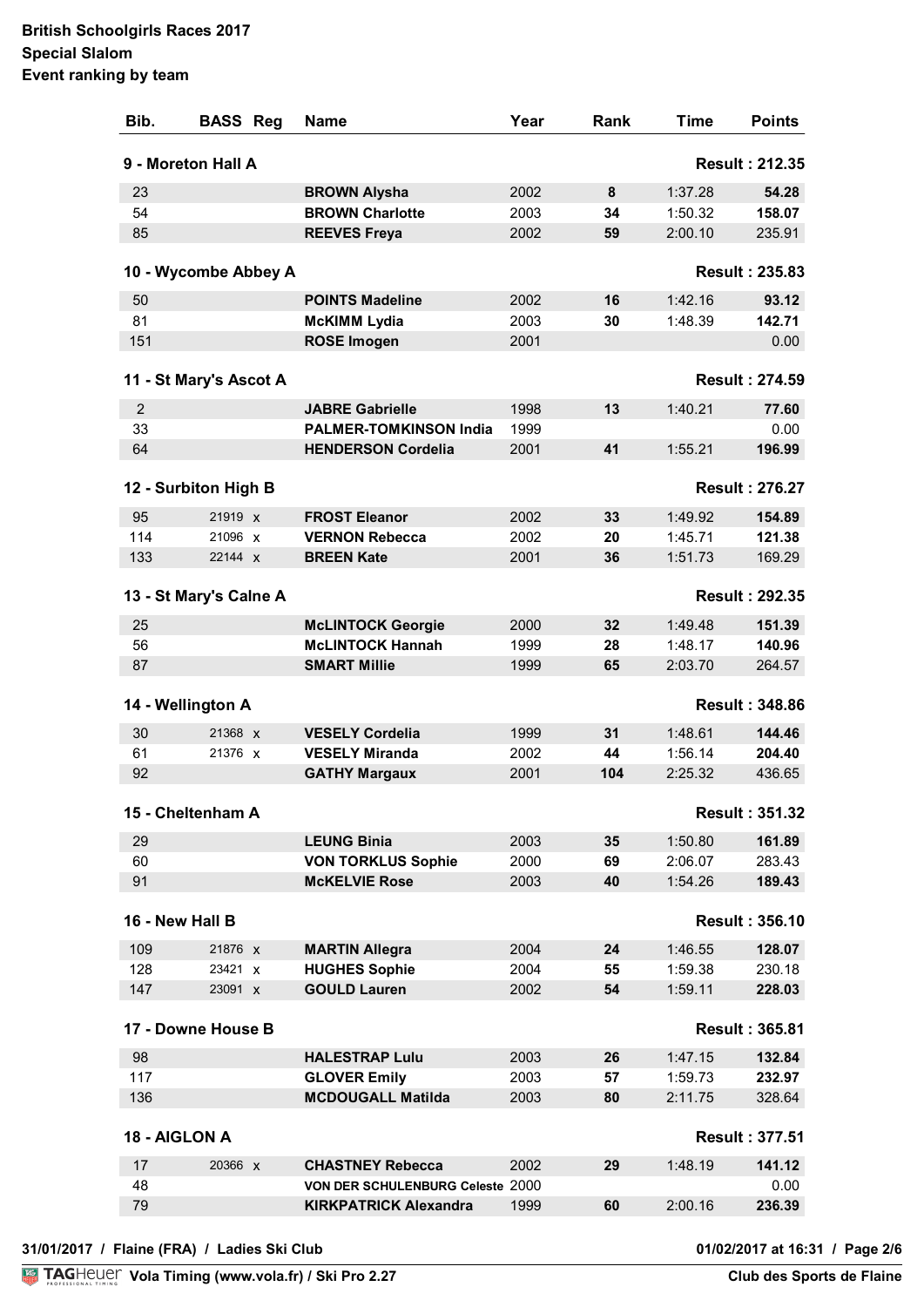**British Schoolgirls Races 2017**
**Special Slalom**
**Event ranking by team**

| Bib. | BASS | Reg | Name | Year | Rank | Time | Points |
|---|---|---|---|---|---|---|---|
| **9 - Moreton Hall A** | | | | | | | **Result : 212.35** |
| 23 | | | **BROWN Alysha** | 2002 | **8** | 1:37.28 | **54.28** |
| 54 | | | **BROWN Charlotte** | 2003 | **34** | 1:50.32 | **158.07** |
| 85 | | | **REEVES Freya** | 2002 | **59** | 2:00.10 | 235.91 |
| **10 - Wycombe Abbey A** | | | | | | | **Result : 235.83** |
| 50 | | | **POINTS Madeline** | 2002 | **16** | 1:42.16 | **93.12** |
| 81 | | | **McKIMM Lydia** | 2003 | **30** | 1:48.39 | **142.71** |
| 151 | | | **ROSE Imogen** | 2001 | | | 0.00 |
| **11 - St Mary's Ascot A** | | | | | | | **Result : 274.59** |
| 2 | | | **JABRE Gabrielle** | 1998 | **13** | 1:40.21 | **77.60** |
| 33 | | | **PALMER-TOMKINSON India** | 1999 | | | 0.00 |
| 64 | | | **HENDERSON Cordelia** | 2001 | **41** | 1:55.21 | **196.99** |
| **12 - Surbiton High B** | | | | | | | **Result : 276.27** |
| 95 | 21919 | x | **FROST Eleanor** | 2002 | **33** | 1:49.92 | **154.89** |
| 114 | 21096 | x | **VERNON Rebecca** | 2002 | **20** | 1:45.71 | **121.38** |
| 133 | 22144 | x | **BREEN Kate** | 2001 | **36** | 1:51.73 | **169.29** |
| **13 - St Mary's Calne A** | | | | | | | **Result : 292.35** |
| 25 | | | **McLINTOCK Georgie** | 2000 | **32** | 1:49.48 | **151.39** |
| 56 | | | **McLINTOCK Hannah** | 1999 | **28** | 1:48.17 | **140.96** |
| 87 | | | **SMART Millie** | 1999 | **65** | 2:03.70 | 264.57 |
| **14 - Wellington A** | | | | | | | **Result : 348.86** |
| 30 | 21368 | x | **VESELY Cordelia** | 1999 | **31** | 1:48.61 | **144.46** |
| 61 | 21376 | x | **VESELY Miranda** | 2002 | **44** | 1:56.14 | **204.40** |
| 92 | | | **GATHY Margaux** | 2001 | **104** | 2:25.32 | 436.65 |
| **15 - Cheltenham A** | | | | | | | **Result : 351.32** |
| 29 | | | **LEUNG Binia** | 2003 | **35** | 1:50.80 | **161.89** |
| 60 | | | **VON TORKLUS Sophie** | 2000 | **69** | 2:06.07 | 283.43 |
| 91 | | | **McKELVIE Rose** | 2003 | **40** | 1:54.26 | **189.43** |
| **16 - New Hall B** | | | | | | | **Result : 356.10** |
| 109 | 21876 | x | **MARTIN Allegra** | 2004 | **24** | 1:46.55 | **128.07** |
| 128 | 23421 | x | **HUGHES Sophie** | 2004 | **55** | 1:59.38 | 230.18 |
| 147 | 23091 | x | **GOULD Lauren** | 2002 | **54** | 1:59.11 | **228.03** |
| **17 - Downe House B** | | | | | | | **Result : 365.81** |
| 98 | | | **HALESTRAP Lulu** | 2003 | **26** | 1:47.15 | **132.84** |
| 117 | | | **GLOVER Emily** | 2003 | **57** | 1:59.73 | **232.97** |
| 136 | | | **MCDOUGALL Matilda** | 2003 | **80** | 2:11.75 | 328.64 |
| **18 - AIGLON A** | | | | | | | **Result : 377.51** |
| 17 | 20366 | x | **CHASTNEY Rebecca** | 2002 | **29** | 1:48.19 | **141.12** |
| 48 | | | **VON DER SCHULENBURG Celeste** | 2000 | | | 0.00 |
| 79 | | | **KIRKPATRICK Alexandra** | 1999 | **60** | 2:00.16 | **236.39** |

**31/01/2017 / Flaine (FRA) / Ladies Ski Club** — **01/02/2017 at 16:31**

**Vola Timing (www.vola.fr) / Ski Pro 2.27** — **Club des Sports de Flaine**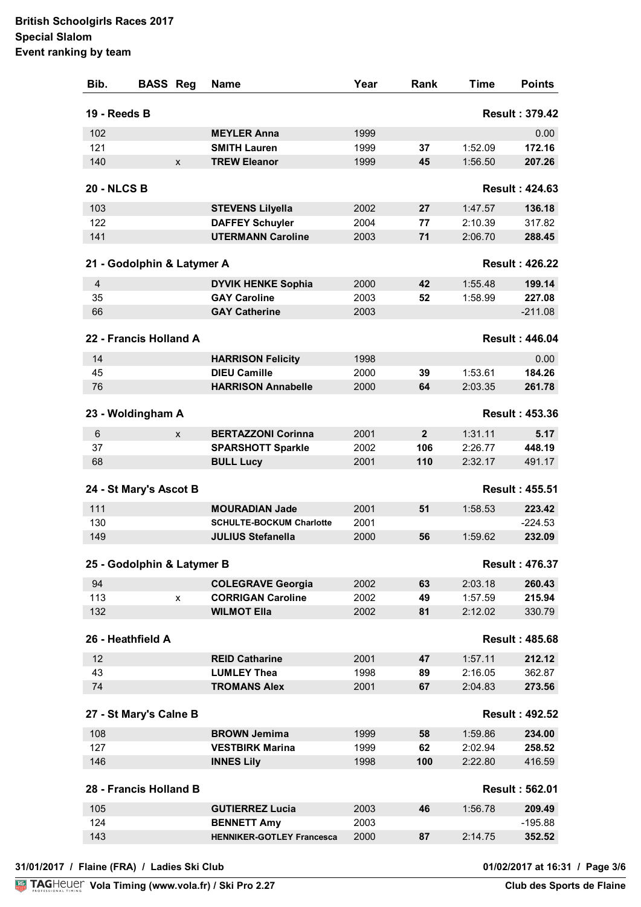**British Schoolgirls Races 2017**
**Special Slalom**
**Event ranking by team**

| Bib. | BASS | Reg | Name | Year | Rank | Time | Points |
|---|---|---|---|---|---|---|---|
| **19 - Reeds B** | | | | | | | **Result : 379.42** |
| 102 | | | **MEYLER Anna** | 1999 | | | 0.00 |
| 121 | | | **SMITH Lauren** | 1999 | **37** | 1:52.09 | **172.16** |
| 140 | | x | **TREW Eleanor** | 1999 | **45** | 1:56.50 | **207.26** |
| **20 - NLCS B** | | | | | | | **Result : 424.63** |
| 103 | | | **STEVENS Lilyella** | 2002 | **27** | 1:47.57 | **136.18** |
| 122 | | | **DAFFEY Schuyler** | 2004 | **77** | 2:10.39 | 317.82 |
| 141 | | | **UTERMANN Caroline** | 2003 | **71** | 2:06.70 | **288.45** |
| **21 - Godolphin & Latymer A** | | | | | | | **Result : 426.22** |
| 4 | | | **DYVIK HENKE Sophia** | 2000 | **42** | 1:55.48 | **199.14** |
| 35 | | | **GAY Caroline** | 2003 | **52** | 1:58.99 | **227.08** |
| 66 | | | **GAY Catherine** | 2003 | | | -211.08 |
| **22 - Francis Holland A** | | | | | | | **Result : 446.04** |
| 14 | | | **HARRISON Felicity** | 1998 | | | 0.00 |
| 45 | | | **DIEU Camille** | 2000 | **39** | 1:53.61 | **184.26** |
| 76 | | | **HARRISON Annabelle** | 2000 | **64** | 2:03.35 | **261.78** |
| **23 - Woldingham A** | | | | | | | **Result : 453.36** |
| 6 | | x | **BERTAZZONI Corinna** | 2001 | **2** | 1:31.11 | **5.17** |
| 37 | | | **SPARSHOTT Sparkle** | 2002 | **106** | 2:26.77 | **448.19** |
| 68 | | | **BULL Lucy** | 2001 | **110** | 2:32.17 | 491.17 |
| **24 - St Mary's Ascot B** | | | | | | | **Result : 455.51** |
| 111 | | | **MOURADIAN Jade** | 2001 | **51** | 1:58.53 | **223.42** |
| 130 | | | **SCHULTE-BOCKUM Charlotte** | 2001 | | | -224.53 |
| 149 | | | **JULIUS Stefanella** | 2000 | **56** | 1:59.62 | **232.09** |
| **25 - Godolphin & Latymer B** | | | | | | | **Result : 476.37** |
| 94 | | | **COLEGRAVE Georgia** | 2002 | **63** | 2:03.18 | **260.43** |
| 113 | | x | **CORRIGAN Caroline** | 2002 | **49** | 1:57.59 | **215.94** |
| 132 | | | **WILMOT Ella** | 2002 | **81** | 2:12.02 | 330.79 |
| **26 - Heathfield A** | | | | | | | **Result : 485.68** |
| 12 | | | **REID Catharine** | 2001 | **47** | 1:57.11 | **212.12** |
| 43 | | | **LUMLEY Thea** | 1998 | **89** | 2:16.05 | 362.87 |
| 74 | | | **TROMANS Alex** | 2001 | **67** | 2:04.83 | **273.56** |
| **27 - St Mary's Calne B** | | | | | | | **Result : 492.52** |
| 108 | | | **BROWN Jemima** | 1999 | **58** | 1:59.86 | **234.00** |
| 127 | | | **VESTBIRK Marina** | 1999 | **62** | 2:02.94 | **258.52** |
| 146 | | | **INNES Lily** | 1998 | **100** | 2:22.80 | 416.59 |
| **28 - Francis Holland B** | | | | | | | **Result : 562.01** |
| 105 | | | **GUTIERREZ Lucia** | 2003 | **46** | 1:56.78 | **209.49** |
| 124 | | | **BENNETT Amy** | 2003 | | | -195.88 |
| 143 | | | **HENNIKER-GOTLEY Francesca** | 2000 | **87** | 2:14.75 | **352.52** |

31/01/2017 / Flaine (FRA) / Ladies Ski Club — 01/02/2017 at 16:31

Vola Timing (www.vola.fr) / Ski Pro 2.27 — Club des Sports de Flaine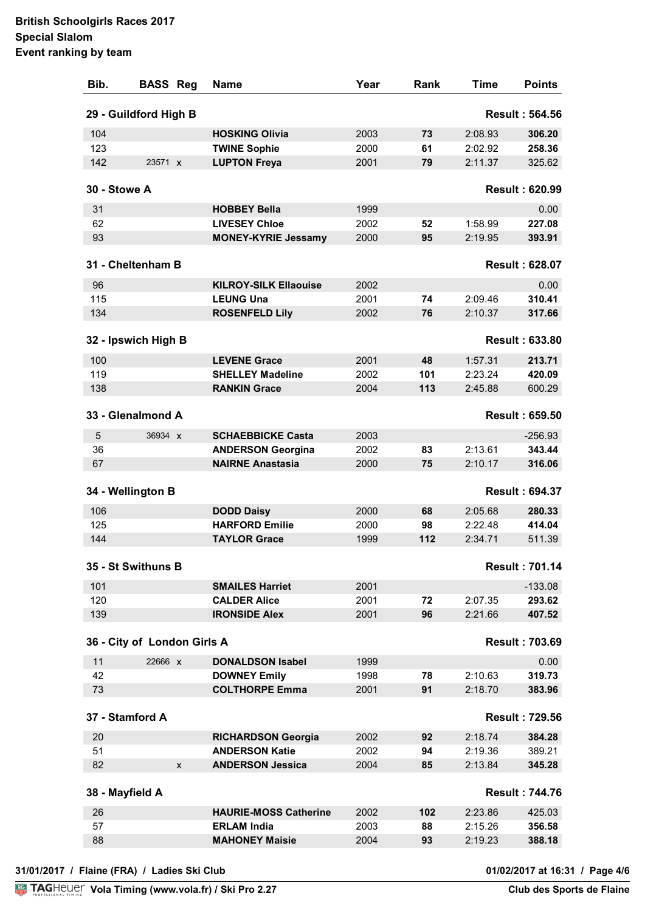**British Schoolgirls Races 2017**
**Special Slalom**
**Event ranking by team**

| Bib. | BASS | Reg | Name | Year | Rank | Time | Points |
|---|---|---|---|---|---|---|---|
| **29 - Guildford High B** | | | | | | | **Result : 564.56** |
| 104 | | | **HOSKING Olivia** | 2003 | **73** | 2:08.93 | **306.20** |
| 123 | | | **TWINE Sophie** | 2000 | **61** | 2:02.92 | **258.36** |
| 142 | 23571 | x | **LUPTON Freya** | 2001 | **79** | 2:11.37 | 325.62 |
| **30 - Stowe A** | | | | | | | **Result : 620.99** |
| 31 | | | **HOBBEY Bella** | 1999 | | | 0.00 |
| 62 | | | **LIVESEY Chloe** | 2002 | **52** | 1:58.99 | **227.08** |
| 93 | | | **MONEY-KYRIE Jessamy** | 2000 | **95** | 2:19.95 | **393.91** |
| **31 - Cheltenham B** | | | | | | | **Result : 628.07** |
| 96 | | | **KILROY-SILK Ellaouise** | 2002 | | | 0.00 |
| 115 | | | **LEUNG Una** | 2001 | **74** | 2:09.46 | **310.41** |
| 134 | | | **ROSENFELD Lily** | 2002 | **76** | 2:10.37 | **317.66** |
| **32 - Ipswich High B** | | | | | | | **Result : 633.80** |
| 100 | | | **LEVENE Grace** | 2001 | **48** | 1:57.31 | **213.71** |
| 119 | | | **SHELLEY Madeline** | 2002 | **101** | 2:23.24 | **420.09** |
| 138 | | | **RANKIN Grace** | 2004 | **113** | 2:45.88 | 600.29 |
| **33 - Glenalmond A** | | | | | | | **Result : 659.50** |
| 5 | 36934 | x | **SCHAEBBICKE Casta** | 2003 | | | -256.93 |
| 36 | | | **ANDERSON Georgina** | 2002 | **83** | 2:13.61 | **343.44** |
| 67 | | | **NAIRNE Anastasia** | 2000 | **75** | 2:10.17 | **316.06** |
| **34 - Wellington B** | | | | | | | **Result : 694.37** |
| 106 | | | **DODD Daisy** | 2000 | **68** | 2:05.68 | **280.33** |
| 125 | | | **HARFORD Emilie** | 2000 | **98** | 2:22.48 | **414.04** |
| 144 | | | **TAYLOR Grace** | 1999 | **112** | 2:34.71 | 511.39 |
| **35 - St Swithuns B** | | | | | | | **Result : 701.14** |
| 101 | | | **SMAILES Harriet** | 2001 | | | -133.08 |
| 120 | | | **CALDER Alice** | 2001 | **72** | 2:07.35 | **293.62** |
| 139 | | | **IRONSIDE Alex** | 2001 | **96** | 2:21.66 | **407.52** |
| **36 - City of London Girls A** | | | | | | | **Result : 703.69** |
| 11 | 22666 | x | **DONALDSON Isabel** | 1999 | | | 0.00 |
| 42 | | | **DOWNEY Emily** | 1998 | **78** | 2:10.63 | **319.73** |
| 73 | | | **COLTHORPE Emma** | 2001 | **91** | 2:18.70 | **383.96** |
| **37 - Stamford A** | | | | | | | **Result : 729.56** |
| 20 | | | **RICHARDSON Georgia** | 2002 | **92** | 2:18.74 | **384.28** |
| 51 | | | **ANDERSON Katie** | 2002 | **94** | 2:19.36 | 389.21 |
| 82 | | x | **ANDERSON Jessica** | 2004 | **85** | 2:13.84 | **345.28** |
| **38 - Mayfield A** | | | | | | | **Result : 744.76** |
| 26 | | | **HAURIE-MOSS Catherine** | 2002 | **102** | 2:23.86 | 425.03 |
| 57 | | | **ERLAM India** | 2003 | **88** | 2:15.26 | **356.58** |
| 88 | | | **MAHONEY Maisie** | 2004 | **93** | 2:19.23 | **388.18** |

31/01/2017 / Flaine (FRA) / Ladies Ski Club — 01/02/2017 at 16:31

Vola Timing (www.vola.fr) / Ski Pro 2.27 — Club des Sports de Flaine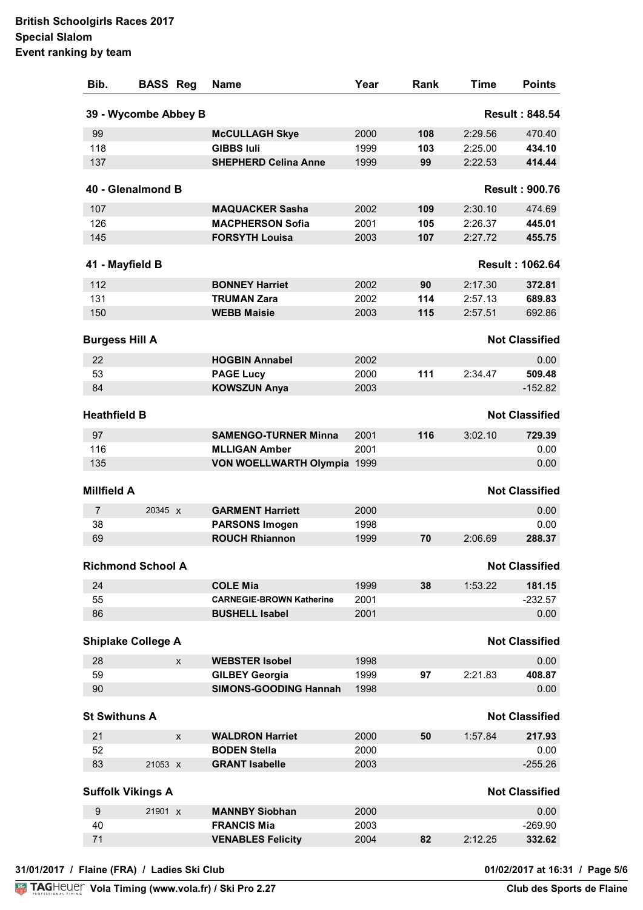**British Schoolgirls Races 2017**
**Special Slalom**
**Event ranking by team**

| Bib. | BASS | Reg | Name | Year | Rank | Time | Points |
|---|---|---|---|---|---|---|---|
| **39 - Wycombe Abbey B** | | | | | | | **Result : 848.54** |
| 99 | | | **McCULLAGH Skye** | 2000 | **108** | 2:29.56 | 470.40 |
| 118 | | | **GIBBS Iuli** | 1999 | **103** | 2:25.00 | **434.10** |
| 137 | | | **SHEPHERD Celina Anne** | 1999 | **99** | 2:22.53 | **414.44** |
| **40 - Glenalmond B** | | | | | | | **Result : 900.76** |
| 107 | | | **MAQUACKER Sasha** | 2002 | **109** | 2:30.10 | 474.69 |
| 126 | | | **MACPHERSON Sofia** | 2001 | **105** | 2:26.37 | **445.01** |
| 145 | | | **FORSYTH Louisa** | 2003 | **107** | 2:27.72 | **455.75** |
| **41 - Mayfield B** | | | | | | | **Result : 1062.64** |
| 112 | | | **BONNEY Harriet** | 2002 | **90** | 2:17.30 | **372.81** |
| 131 | | | **TRUMAN Zara** | 2002 | **114** | 2:57.13 | **689.83** |
| 150 | | | **WEBB Maisie** | 2003 | **115** | 2:57.51 | 692.86 |
| **Burgess Hill A** | | | | | | | **Not Classified** |
| 22 | | | **HOGBIN Annabel** | 2002 | | | 0.00 |
| 53 | | | **PAGE Lucy** | 2000 | **111** | 2:34.47 | **509.48** |
| 84 | | | **KOWSZUN Anya** | 2003 | | | -152.82 |
| **Heathfield B** | | | | | | | **Not Classified** |
| 97 | | | **SAMENGO-TURNER Minna** | 2001 | **116** | 3:02.10 | **729.39** |
| 116 | | | **MLLIGAN Amber** | 2001 | | | 0.00 |
| 135 | | | **VON WOELLWARTH Olympia** | 1999 | | | 0.00 |
| **Millfield A** | | | | | | | **Not Classified** |
| 7 | 20345 | x | **GARMENT Harriett** | 2000 | | | 0.00 |
| 38 | | | **PARSONS Imogen** | 1998 | | | 0.00 |
| 69 | | | **ROUCH Rhiannon** | 1999 | **70** | 2:06.69 | **288.37** |
| **Richmond School A** | | | | | | | **Not Classified** |
| 24 | | | **COLE Mia** | 1999 | **38** | 1:53.22 | **181.15** |
| 55 | | | **CARNEGIE-BROWN Katherine** | 2001 | | | -232.57 |
| 86 | | | **BUSHELL Isabel** | 2001 | | | 0.00 |
| **Shiplake College A** | | | | | | | **Not Classified** |
| 28 | | x | **WEBSTER Isobel** | 1998 | | | 0.00 |
| 59 | | | **GILBEY Georgia** | 1999 | **97** | 2:21.83 | **408.87** |
| 90 | | | **SIMONS-GOODING Hannah** | 1998 | | | 0.00 |
| **St Swithuns A** | | | | | | | **Not Classified** |
| 21 | | x | **WALDRON Harriet** | 2000 | **50** | 1:57.84 | **217.93** |
| 52 | | | **BODEN Stella** | 2000 | | | 0.00 |
| 83 | 21053 | x | **GRANT Isabelle** | 2003 | | | -255.26 |
| **Suffolk Vikings A** | | | | | | | **Not Classified** |
| 9 | 21901 | x | **MANNBY Siobhan** | 2000 | | | 0.00 |
| 40 | | | **FRANCIS Mia** | 2003 | | | -269.90 |
| 71 | | | **VENABLES Felicity** | 2004 | **82** | 2:12.25 | **332.62** |

31/01/2017 / Flaine (FRA) / Ladies Ski Club — 01/02/2017 at 16:31

Vola Timing (www.vola.fr) / Ski Pro 2.27 — Club des Sports de Flaine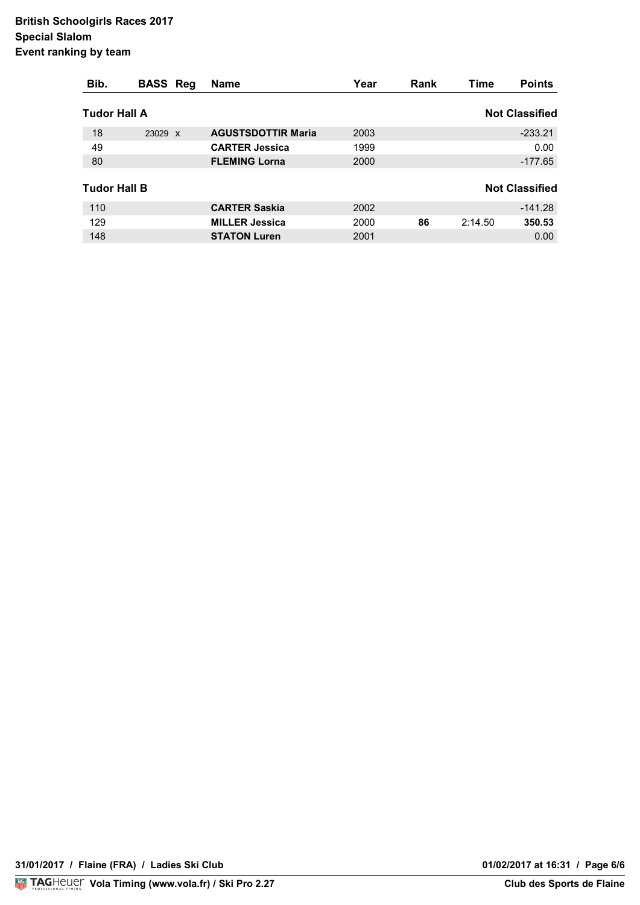**British Schoolgirls Races 2017**
**Special Slalom**
**Event ranking by team**

| Bib. | BASS | Reg | Name | Year | Rank | Time | Points |
|---|---|---|---|---|---|---|---|
| **Tudor Hall A** | | | | | | | **Not Classified** |
| 18 | 23029 | X | **AGUSTSDOTTIR Maria** | 2003 | | | -233.21 |
| 49 | | | **CARTER Jessica** | 1999 | | | 0.00 |
| 80 | | | **FLEMING Lorna** | 2000 | | | -177.65 |
| **Tudor Hall B** | | | | | | | **Not Classified** |
| 110 | | | **CARTER Saskia** | 2002 | | | -141.28 |
| 129 | | | **MILLER Jessica** | 2000 | **86** | 2:14.50 | **350.53** |
| 148 | | | **STATON Luren** | 2001 | | | 0.00 |

31/01/2017 / Flaine (FRA) / Ladies Ski Club
01/02/2017 at 16:31
Vola Timing (www.vola.fr) / Ski Pro 2.27
Club des Sports de Flaine